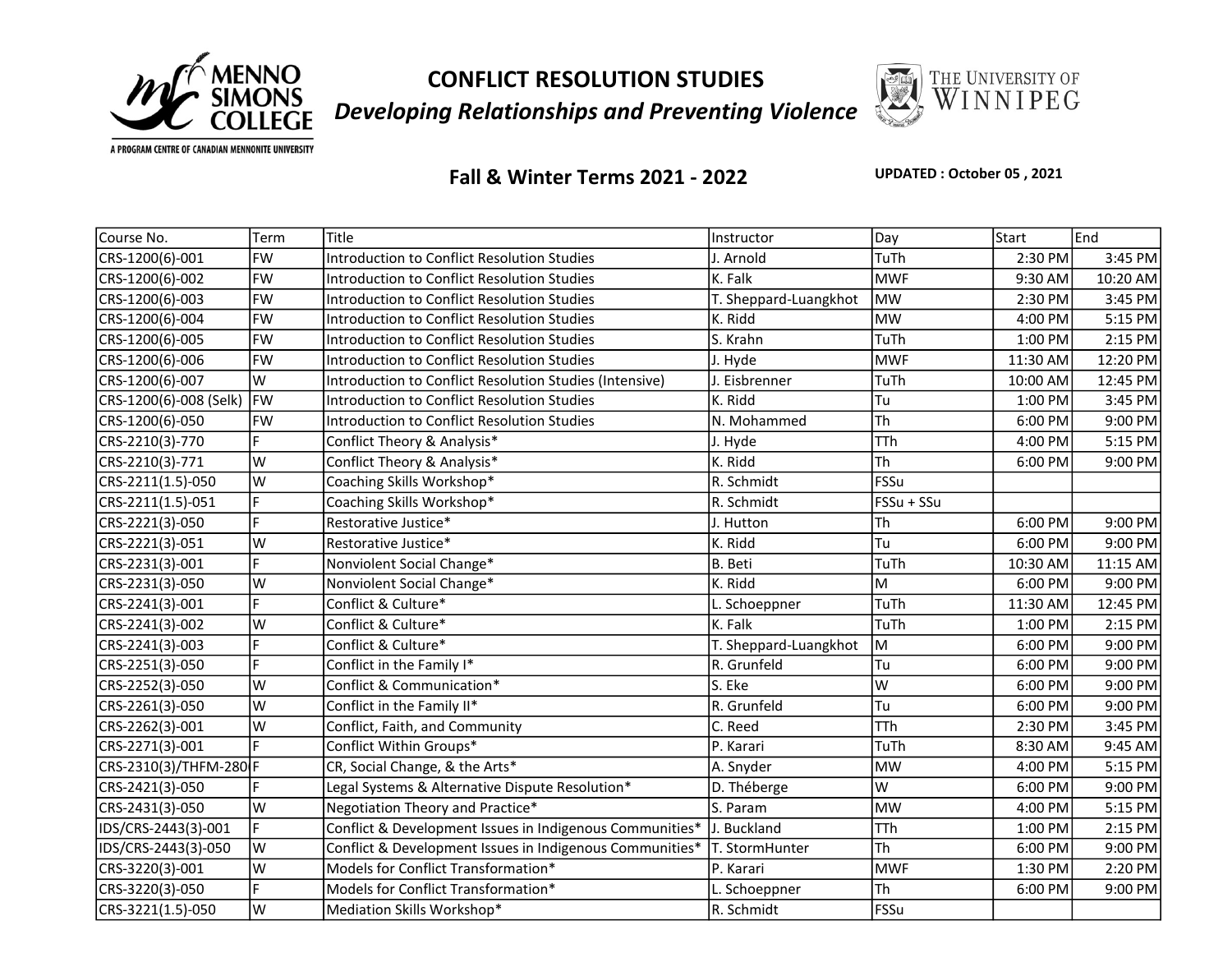MENNO SIMONS COLLEGE

A PROGRAM CENTRE OF CANADIAN MENNONITE UNIVERSITY

# CONFLICT RESOLUTION STUDIES

***Developing Relationships and Preventing Violence***

THE UNIVERSITY OF WINNIPEG

## Fall & Winter Terms 2021 - 2022

**UPDATED : October 05 , 2021**

| Course No. | Term | Title | Instructor | Day | Start | End |
|---|---|---|---|---|---|---|
| CRS-1200(6)-001 | FW | Introduction to Conflict Resolution Studies | J. Arnold | TuTh | 2:30 PM | 3:45 PM |
| CRS-1200(6)-002 | FW | Introduction to Conflict Resolution Studies | K. Falk | MWF | 9:30 AM | 10:20 AM |
| CRS-1200(6)-003 | FW | Introduction to Conflict Resolution Studies | T. Sheppard-Luangkhot | MW | 2:30 PM | 3:45 PM |
| CRS-1200(6)-004 | FW | Introduction to Conflict Resolution Studies | K. Ridd | MW | 4:00 PM | 5:15 PM |
| CRS-1200(6)-005 | FW | Introduction to Conflict Resolution Studies | S. Krahn | TuTh | 1:00 PM | 2:15 PM |
| CRS-1200(6)-006 | FW | Introduction to Conflict Resolution Studies | J. Hyde | MWF | 11:30 AM | 12:20 PM |
| CRS-1200(6)-007 | W | Introduction to Conflict Resolution Studies (Intensive) | J. Eisbrenner | TuTh | 10:00 AM | 12:45 PM |
| CRS-1200(6)-008 (Selk) | FW | Introduction to Conflict Resolution Studies | K. Ridd | Tu | 1:00 PM | 3:45 PM |
| CRS-1200(6)-050 | FW | Introduction to Conflict Resolution Studies | N. Mohammed | Th | 6:00 PM | 9:00 PM |
| CRS-2210(3)-770 | F | Conflict Theory & Analysis* | J. Hyde | TTh | 4:00 PM | 5:15 PM |
| CRS-2210(3)-771 | W | Conflict Theory & Analysis* | K. Ridd | Th | 6:00 PM | 9:00 PM |
| CRS-2211(1.5)-050 | W | Coaching Skills Workshop* | R. Schmidt | FSSu | | |
| CRS-2211(1.5)-051 | F | Coaching Skills Workshop* | R. Schmidt | FSSu + SSu | | |
| CRS-2221(3)-050 | F | Restorative Justice* | J. Hutton | Th | 6:00 PM | 9:00 PM |
| CRS-2221(3)-051 | W | Restorative Justice* | K. Ridd | Tu | 6:00 PM | 9:00 PM |
| CRS-2231(3)-001 | F | Nonviolent Social Change* | B. Beti | TuTh | 10:30 AM | 11:15 AM |
| CRS-2231(3)-050 | W | Nonviolent Social Change* | K. Ridd | M | 6:00 PM | 9:00 PM |
| CRS-2241(3)-001 | F | Conflict & Culture* | L. Schoeppner | TuTh | 11:30 AM | 12:45 PM |
| CRS-2241(3)-002 | W | Conflict & Culture* | K. Falk | TuTh | 1:00 PM | 2:15 PM |
| CRS-2241(3)-003 | F | Conflict & Culture* | T. Sheppard-Luangkhot | M | 6:00 PM | 9:00 PM |
| CRS-2251(3)-050 | F | Conflict in the Family I* | R. Grunfeld | Tu | 6:00 PM | 9:00 PM |
| CRS-2252(3)-050 | W | Conflict & Communication* | S. Eke | W | 6:00 PM | 9:00 PM |
| CRS-2261(3)-050 | W | Conflict in the Family II* | R. Grunfeld | Tu | 6:00 PM | 9:00 PM |
| CRS-2262(3)-001 | W | Conflict, Faith, and Community | C. Reed | TTh | 2:30 PM | 3:45 PM |
| CRS-2271(3)-001 | F | Conflict Within Groups* | P. Karari | TuTh | 8:30 AM | 9:45 AM |
| CRS-2310(3)/THFM-280 | F | CR, Social Change, & the Arts* | A. Snyder | MW | 4:00 PM | 5:15 PM |
| CRS-2421(3)-050 | F | Legal Systems & Alternative Dispute Resolution* | D. Théberge | W | 6:00 PM | 9:00 PM |
| CRS-2431(3)-050 | W | Negotiation Theory and Practice* | S. Param | MW | 4:00 PM | 5:15 PM |
| IDS/CRS-2443(3)-001 | F | Conflict & Development Issues in Indigenous Communities* | J. Buckland | TTh | 1:00 PM | 2:15 PM |
| IDS/CRS-2443(3)-050 | W | Conflict & Development Issues in Indigenous Communities* | T. StormHunter | Th | 6:00 PM | 9:00 PM |
| CRS-3220(3)-001 | W | Models for Conflict Transformation* | P. Karari | MWF | 1:30 PM | 2:20 PM |
| CRS-3220(3)-050 | F | Models for Conflict Transformation* | L. Schoeppner | Th | 6:00 PM | 9:00 PM |
| CRS-3221(1.5)-050 | W | Mediation Skills Workshop* | R. Schmidt | FSSu | | |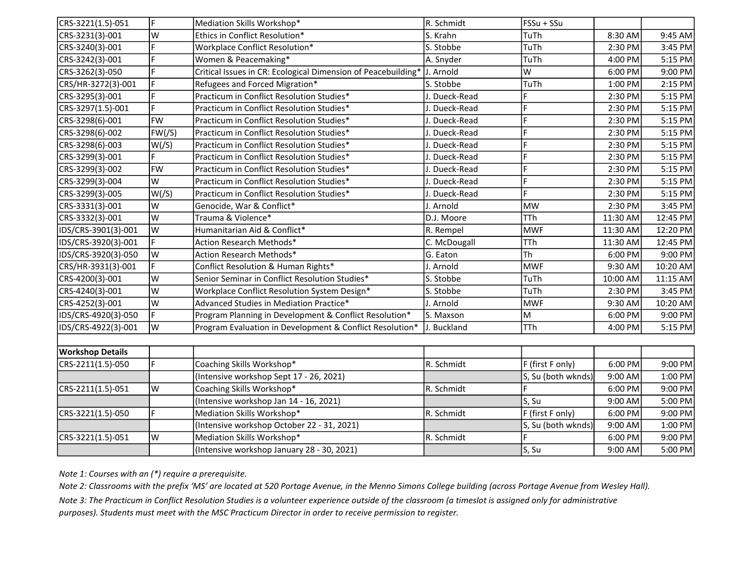| | | | | | | |
|---|---|---|---|---|---|---|
| CRS-3221(1.5)-051 | F | Mediation Skills Workshop* | R. Schmidt | FSSu + SSu | | |
| CRS-3231(3)-001 | W | Ethics in Conflict Resolution* | S. Krahn | TuTh | 8:30 AM | 9:45 AM |
| CRS-3240(3)-001 | F | Workplace Conflict Resolution* | S. Stobbe | TuTh | 2:30 PM | 3:45 PM |
| CRS-3242(3)-001 | F | Women & Peacemaking* | A. Snyder | TuTh | 4:00 PM | 5:15 PM |
| CRS-3262(3)-050 | F | Critical Issues in CR: Ecological Dimension of Peacebuilding* | J. Arnold | W | 6:00 PM | 9:00 PM |
| CRS/HR-3272(3)-001 | F | Refugees and Forced Migration* | S. Stobbe | TuTh | 1:00 PM | 2:15 PM |
| CRS-3295(3)-001 | F | Practicum in Conflict Resolution Studies* | J. Dueck-Read | F | 2:30 PM | 5:15 PM |
| CRS-3297(1.5)-001 | F | Practicum in Conflict Resolution Studies* | J. Dueck-Read | F | 2:30 PM | 5:15 PM |
| CRS-3298(6)-001 | FW | Practicum in Conflict Resolution Studies* | J. Dueck-Read | F | 2:30 PM | 5:15 PM |
| CRS-3298(6)-002 | FW(/S) | Practicum in Conflict Resolution Studies* | J. Dueck-Read | F | 2:30 PM | 5:15 PM |
| CRS-3298(6)-003 | W(/S) | Practicum in Conflict Resolution Studies* | J. Dueck-Read | F | 2:30 PM | 5:15 PM |
| CRS-3299(3)-001 | F | Practicum in Conflict Resolution Studies* | J. Dueck-Read | F | 2:30 PM | 5:15 PM |
| CRS-3299(3)-002 | FW | Practicum in Conflict Resolution Studies* | J. Dueck-Read | F | 2:30 PM | 5:15 PM |
| CRS-3299(3)-004 | W | Practicum in Conflict Resolution Studies* | J. Dueck-Read | F | 2:30 PM | 5:15 PM |
| CRS-3299(3)-005 | W(/S) | Practicum in Conflict Resolution Studies* | J. Dueck-Read | F | 2:30 PM | 5:15 PM |
| CRS-3331(3)-001 | W | Genocide, War & Conflict* | J. Arnold | MW | 2:30 PM | 3:45 PM |
| CRS-3332(3)-001 | W | Trauma & Violence* | D.J. Moore | TTh | 11:30 AM | 12:45 PM |
| IDS/CRS-3901(3)-001 | W | Humanitarian Aid & Conflict* | R. Rempel | MWF | 11:30 AM | 12:20 PM |
| IDS/CRS-3920(3)-001 | F | Action Research Methods* | C. McDougall | TTh | 11:30 AM | 12:45 PM |
| IDS/CRS-3920(3)-050 | W | Action Research Methods* | G. Eaton | Th | 6:00 PM | 9:00 PM |
| CRS/HR-3931(3)-001 | F | Conflict Resolution & Human Rights* | J. Arnold | MWF | 9:30 AM | 10:20 AM |
| CRS-4200(3)-001 | W | Senior Seminar in Conflict Resolution Studies* | S. Stobbe | TuTh | 10:00 AM | 11:15 AM |
| CRS-4240(3)-001 | W | Workplace Conflict Resolution System Design* | S. Stobbe | TuTh | 2:30 PM | 3:45 PM |
| CRS-4252(3)-001 | W | Advanced Studies in Mediation Practice* | J. Arnold | MWF | 9:30 AM | 10:20 AM |
| IDS/CRS-4920(3)-050 | F | Program Planning in Development & Conflict Resolution* | S. Maxson | M | 6:00 PM | 9:00 PM |
| IDS/CRS-4922(3)-001 | W | Program Evaluation in Development & Conflict Resolution* | J. Buckland | TTh | 4:00 PM | 5:15 PM |

| **Workshop Details** | | | | | | |
|---|---|---|---|---|---|---|
| CRS-2211(1.5)-050 | F | Coaching Skills Workshop* | R. Schmidt | F (first F only) | 6:00 PM | 9:00 PM |
| | | (Intensive workshop Sept 17 - 26, 2021) | | S, Su (both wknds) | 9:00 AM | 1:00 PM |
| CRS-2211(1.5)-051 | W | Coaching Skills Workshop* | R. Schmidt | F | 6:00 PM | 9:00 PM |
| | | (Intensive workshop Jan 14 - 16, 2021) | | S, Su | 9:00 AM | 5:00 PM |
| CRS-3221(1.5)-050 | F | Mediation Skills Workshop* | R. Schmidt | F (first F only) | 6:00 PM | 9:00 PM |
| | | (Intensive workshop October 22 - 31, 2021) | | S, Su (both wknds) | 9:00 AM | 1:00 PM |
| CRS-3221(1.5)-051 | W | Mediation Skills Workshop* | R. Schmidt | F | 6:00 PM | 9:00 PM |
| | | (Intensive workshop January 28 - 30, 2021) | | S, Su | 9:00 AM | 5:00 PM |

*Note 1: Courses with an (*) require a prerequisite.*

*Note 2: Classrooms with the prefix 'MS' are located at 520 Portage Avenue, in the Menno Simons College building (across Portage Avenue from Wesley Hall).*

*Note 3: The Practicum in Conflict Resolution Studies is a volunteer experience outside of the classroom (a timeslot is assigned only for administrative purposes). Students must meet with the MSC Practicum Director in order to receive permission to register.*